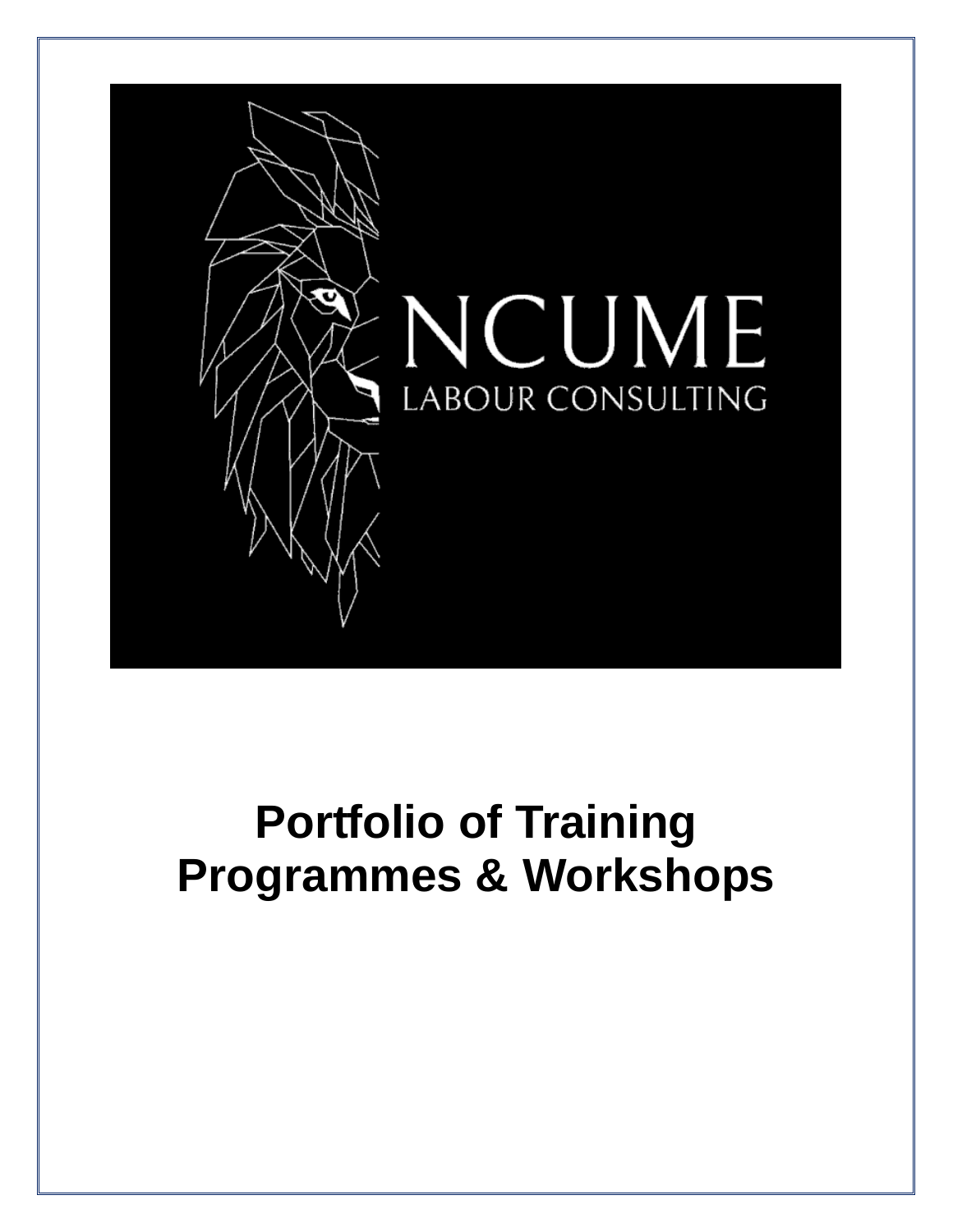NCUME

LABOUR CONSULTING

# Portfolio of Training Programmes & Workshops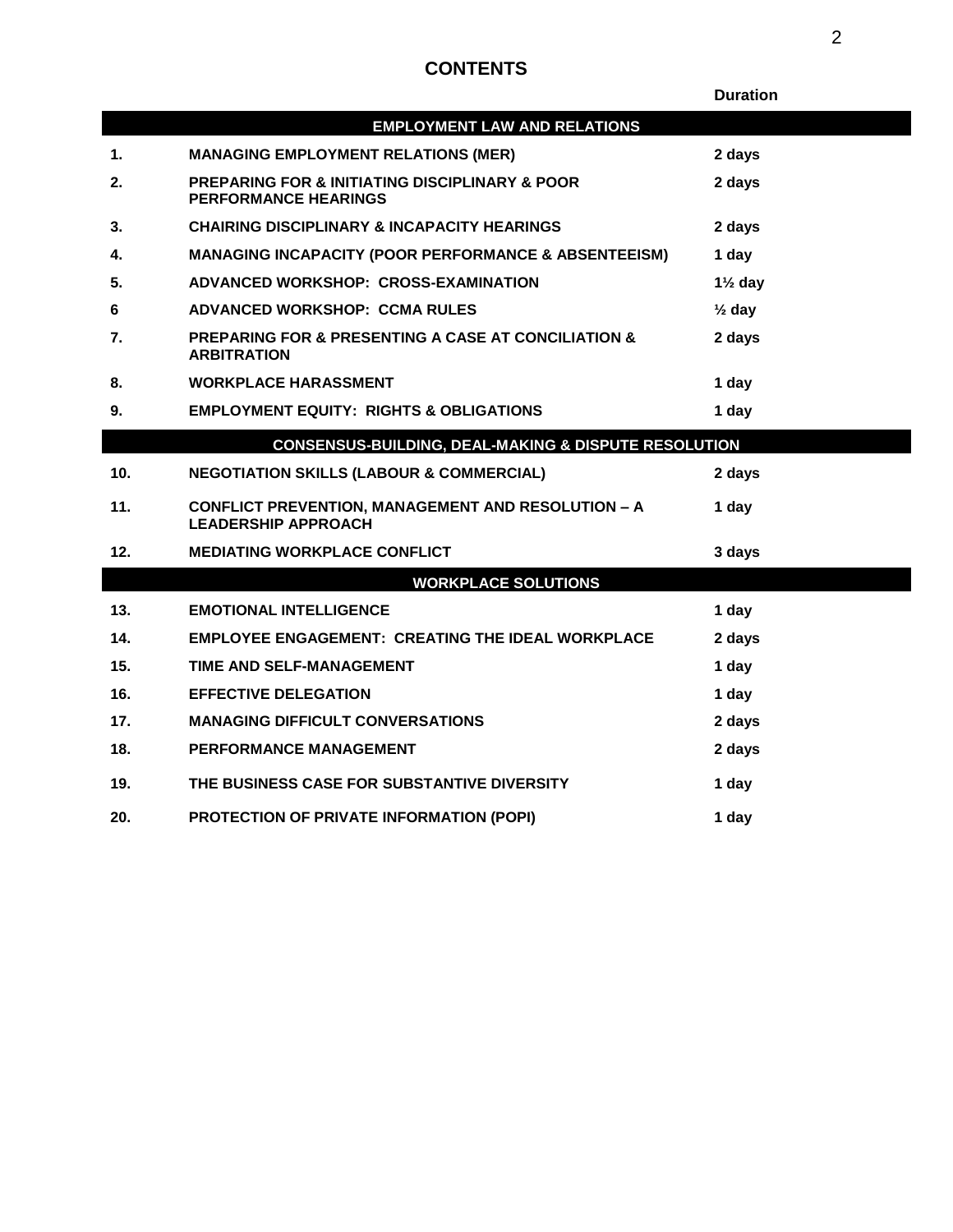# CONTENTS

| | | Duration |
|---|---|---|
| | **EMPLOYMENT LAW AND RELATIONS** | |
| **1.** | **MANAGING EMPLOYMENT RELATIONS (MER)** | **2 days** |
| **2.** | **PREPARING FOR & INITIATING DISCIPLINARY & POOR PERFORMANCE HEARINGS** | **2 days** |
| **3.** | **CHAIRING DISCIPLINARY & INCAPACITY HEARINGS** | **2 days** |
| **4.** | **MANAGING INCAPACITY (POOR PERFORMANCE & ABSENTEEISM)** | **1 day** |
| **5.** | **ADVANCED WORKSHOP: CROSS-EXAMINATION** | **1½ day** |
| **6** | **ADVANCED WORKSHOP: CCMA RULES** | **½ day** |
| **7.** | **PREPARING FOR & PRESENTING A CASE AT CONCILIATION & ARBITRATION** | **2 days** |
| **8.** | **WORKPLACE HARASSMENT** | **1 day** |
| **9.** | **EMPLOYMENT EQUITY: RIGHTS & OBLIGATIONS** | **1 day** |
| | **CONSENSUS-BUILDING, DEAL-MAKING & DISPUTE RESOLUTION** | |
| **10.** | **NEGOTIATION SKILLS (LABOUR & COMMERCIAL)** | **2 days** |
| **11.** | **CONFLICT PREVENTION, MANAGEMENT AND RESOLUTION – A LEADERSHIP APPROACH** | **1 day** |
| **12.** | **MEDIATING WORKPLACE CONFLICT** | **3 days** |
| | **WORKPLACE SOLUTIONS** | |
| **13.** | **EMOTIONAL INTELLIGENCE** | **1 day** |
| **14.** | **EMPLOYEE ENGAGEMENT: CREATING THE IDEAL WORKPLACE** | **2 days** |
| **15.** | **TIME AND SELF-MANAGEMENT** | **1 day** |
| **16.** | **EFFECTIVE DELEGATION** | **1 day** |
| **17.** | **MANAGING DIFFICULT CONVERSATIONS** | **2 days** |
| **18.** | **PERFORMANCE MANAGEMENT** | **2 days** |
| **19.** | **THE BUSINESS CASE FOR SUBSTANTIVE DIVERSITY** | **1 day** |
| **20.** | **PROTECTION OF PRIVATE INFORMATION (POPI)** | **1 day** |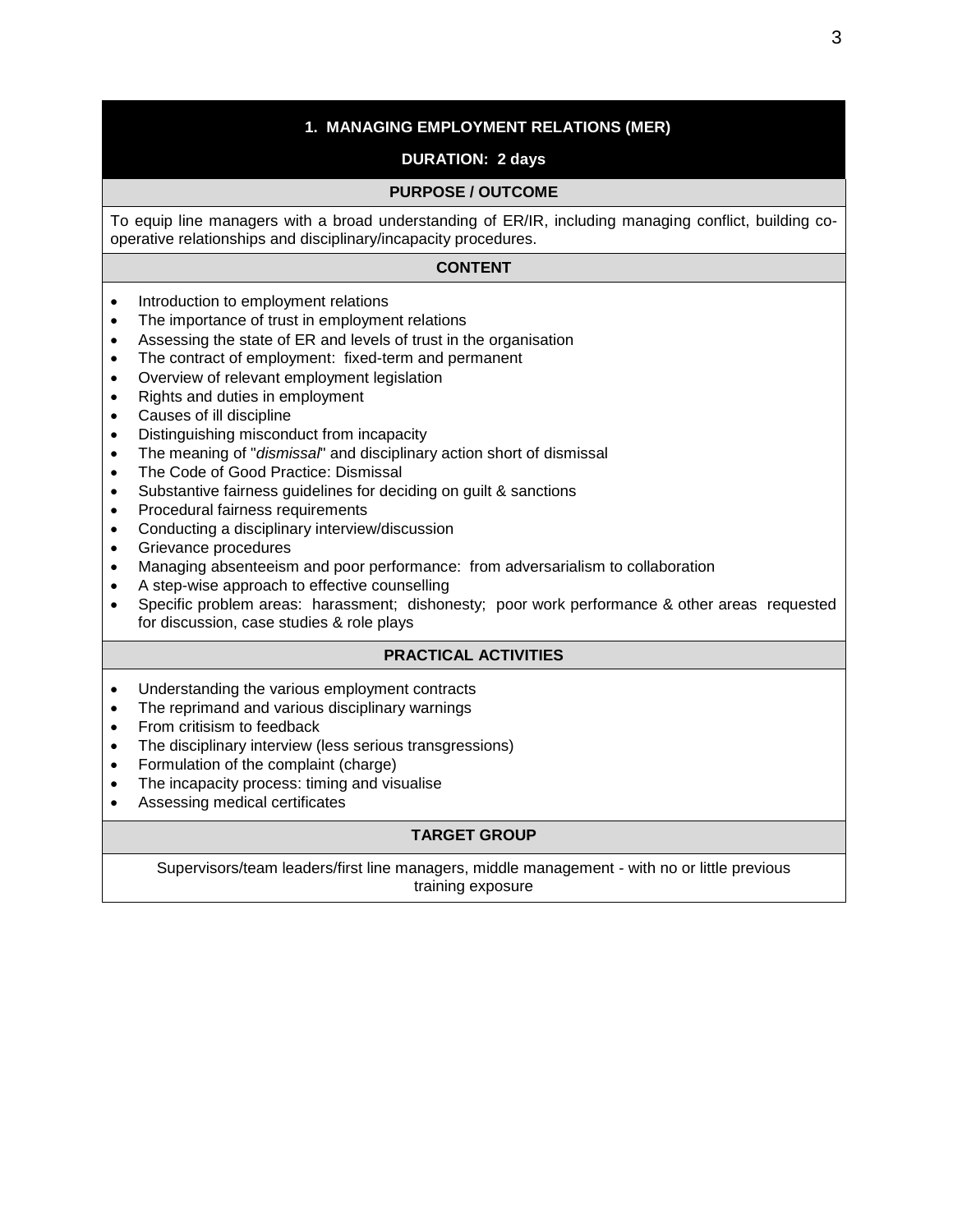## 1. MANAGING EMPLOYMENT RELATIONS (MER)

**DURATION: 2 days**

### PURPOSE / OUTCOME

To equip line managers with a broad understanding of ER/IR, including managing conflict, building co-operative relationships and disciplinary/incapacity procedures.

### CONTENT

- Introduction to employment relations
- The importance of trust in employment relations
- Assessing the state of ER and levels of trust in the organisation
- The contract of employment: fixed-term and permanent
- Overview of relevant employment legislation
- Rights and duties in employment
- Causes of ill discipline
- Distinguishing misconduct from incapacity
- The meaning of "*dismissal*" and disciplinary action short of dismissal
- The Code of Good Practice: Dismissal
- Substantive fairness guidelines for deciding on guilt & sanctions
- Procedural fairness requirements
- Conducting a disciplinary interview/discussion
- Grievance procedures
- Managing absenteeism and poor performance: from adversarialism to collaboration
- A step-wise approach to effective counselling
- Specific problem areas: harassment; dishonesty; poor work performance & other areas requested for discussion, case studies & role plays

### PRACTICAL ACTIVITIES

- Understanding the various employment contracts
- The reprimand and various disciplinary warnings
- From critisism to feedback
- The disciplinary interview (less serious transgressions)
- Formulation of the complaint (charge)
- The incapacity process: timing and visualise
- Assessing medical certificates

### TARGET GROUP

Supervisors/team leaders/first line managers, middle management - with no or little previous training exposure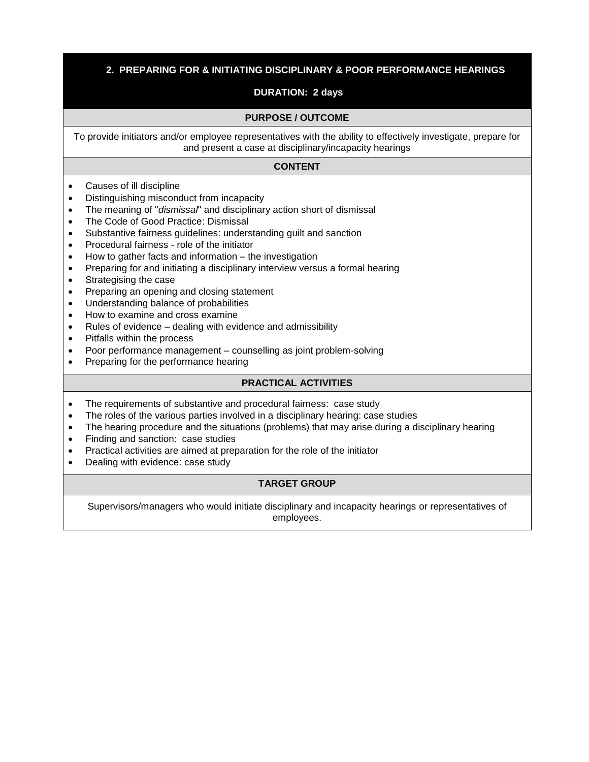## 2. PREPARING FOR & INITIATING DISCIPLINARY & POOR PERFORMANCE HEARINGS

**DURATION: 2 days**

### PURPOSE / OUTCOME

To provide initiators and/or employee representatives with the ability to effectively investigate, prepare for and present a case at disciplinary/incapacity hearings

### CONTENT

- Causes of ill discipline
- Distinguishing misconduct from incapacity
- The meaning of "*dismissal*" and disciplinary action short of dismissal
- The Code of Good Practice: Dismissal
- Substantive fairness guidelines: understanding guilt and sanction
- Procedural fairness - role of the initiator
- How to gather facts and information – the investigation
- Preparing for and initiating a disciplinary interview versus a formal hearing
- Strategising the case
- Preparing an opening and closing statement
- Understanding balance of probabilities
- How to examine and cross examine
- Rules of evidence – dealing with evidence and admissibility
- Pitfalls within the process
- Poor performance management – counselling as joint problem-solving
- Preparing for the performance hearing

### PRACTICAL ACTIVITIES

- The requirements of substantive and procedural fairness: case study
- The roles of the various parties involved in a disciplinary hearing: case studies
- The hearing procedure and the situations (problems) that may arise during a disciplinary hearing
- Finding and sanction: case studies
- Practical activities are aimed at preparation for the role of the initiator
- Dealing with evidence: case study

### TARGET GROUP

Supervisors/managers who would initiate disciplinary and incapacity hearings or representatives of employees.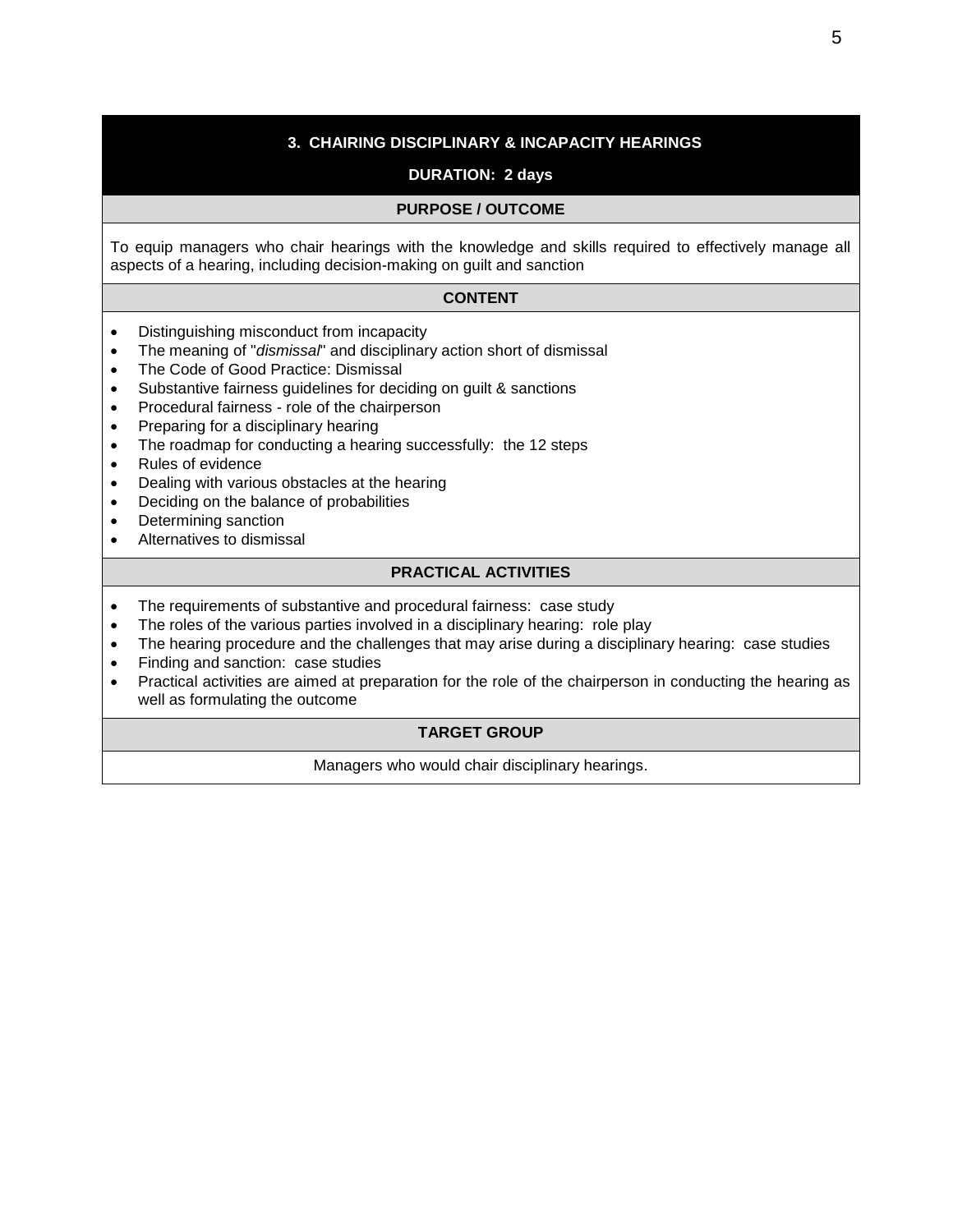## 3. CHAIRING DISCIPLINARY & INCAPACITY HEARINGS

**DURATION: 2 days**

### PURPOSE / OUTCOME

To equip managers who chair hearings with the knowledge and skills required to effectively manage all aspects of a hearing, including decision-making on guilt and sanction

### CONTENT

- Distinguishing misconduct from incapacity
- The meaning of "*dismissal*" and disciplinary action short of dismissal
- The Code of Good Practice: Dismissal
- Substantive fairness guidelines for deciding on guilt & sanctions
- Procedural fairness - role of the chairperson
- Preparing for a disciplinary hearing
- The roadmap for conducting a hearing successfully: the 12 steps
- Rules of evidence
- Dealing with various obstacles at the hearing
- Deciding on the balance of probabilities
- Determining sanction
- Alternatives to dismissal

### PRACTICAL ACTIVITIES

- The requirements of substantive and procedural fairness: case study
- The roles of the various parties involved in a disciplinary hearing: role play
- The hearing procedure and the challenges that may arise during a disciplinary hearing: case studies
- Finding and sanction: case studies
- Practical activities are aimed at preparation for the role of the chairperson in conducting the hearing as well as formulating the outcome

### TARGET GROUP

Managers who would chair disciplinary hearings.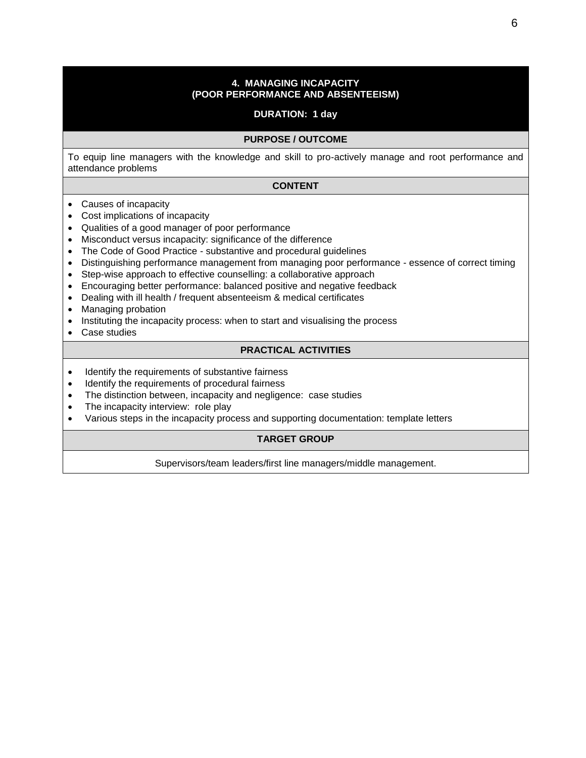## 4. MANAGING INCAPACITY (POOR PERFORMANCE AND ABSENTEEISM)

**DURATION: 1 day**

### PURPOSE / OUTCOME

To equip line managers with the knowledge and skill to pro-actively manage and root performance and attendance problems

### CONTENT

- Causes of incapacity
- Cost implications of incapacity
- Qualities of a good manager of poor performance
- Misconduct versus incapacity: significance of the difference
- The Code of Good Practice - substantive and procedural guidelines
- Distinguishing performance management from managing poor performance - essence of correct timing
- Step-wise approach to effective counselling: a collaborative approach
- Encouraging better performance: balanced positive and negative feedback
- Dealing with ill health / frequent absenteeism & medical certificates
- Managing probation
- Instituting the incapacity process: when to start and visualising the process
- Case studies

### PRACTICAL ACTIVITIES

- Identify the requirements of substantive fairness
- Identify the requirements of procedural fairness
- The distinction between, incapacity and negligence: case studies
- The incapacity interview: role play
- Various steps in the incapacity process and supporting documentation: template letters

### TARGET GROUP

Supervisors/team leaders/first line managers/middle management.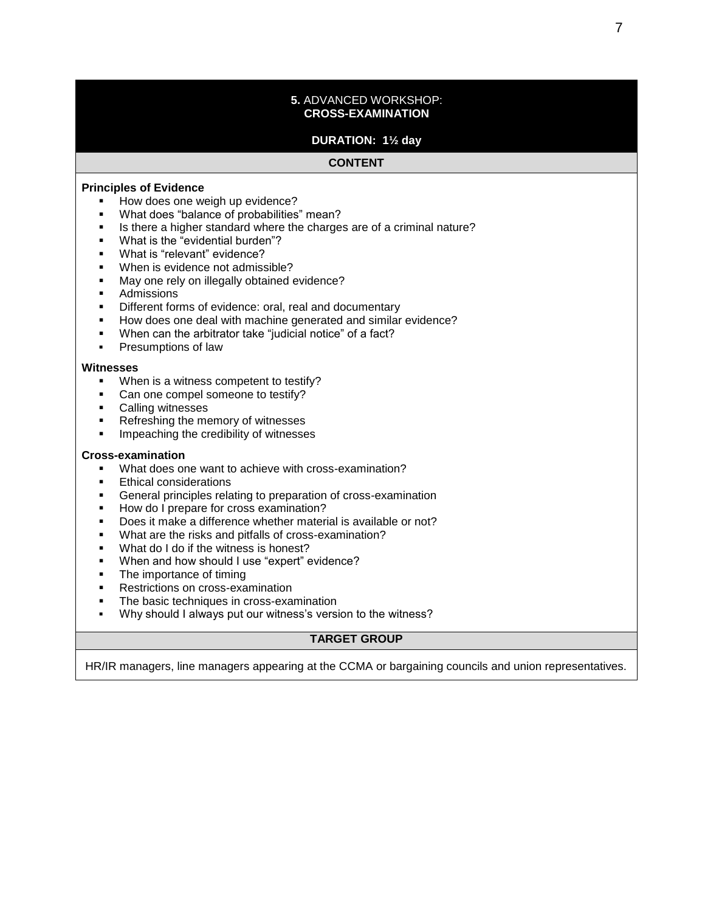## **5.** ADVANCED WORKSHOP: **CROSS-EXAMINATION**

**DURATION: 1½ day**

**CONTENT**

**Principles of Evidence**

- How does one weigh up evidence?
- What does "balance of probabilities" mean?
- Is there a higher standard where the charges are of a criminal nature?
- What is the "evidential burden"?
- What is "relevant" evidence?
- When is evidence not admissible?
- May one rely on illegally obtained evidence?
- Admissions
- Different forms of evidence: oral, real and documentary
- How does one deal with machine generated and similar evidence?
- When can the arbitrator take "judicial notice" of a fact?
- Presumptions of law

**Witnesses**

- When is a witness competent to testify?
- Can one compel someone to testify?
- Calling witnesses
- Refreshing the memory of witnesses
- Impeaching the credibility of witnesses

**Cross-examination**

- What does one want to achieve with cross-examination?
- Ethical considerations
- General principles relating to preparation of cross-examination
- How do I prepare for cross examination?
- Does it make a difference whether material is available or not?
- What are the risks and pitfalls of cross-examination?
- What do I do if the witness is honest?
- When and how should I use "expert" evidence?
- The importance of timing
- Restrictions on cross-examination
- The basic techniques in cross-examination
- Why should I always put our witness's version to the witness?

**TARGET GROUP**

HR/IR managers, line managers appearing at the CCMA or bargaining councils and union representatives.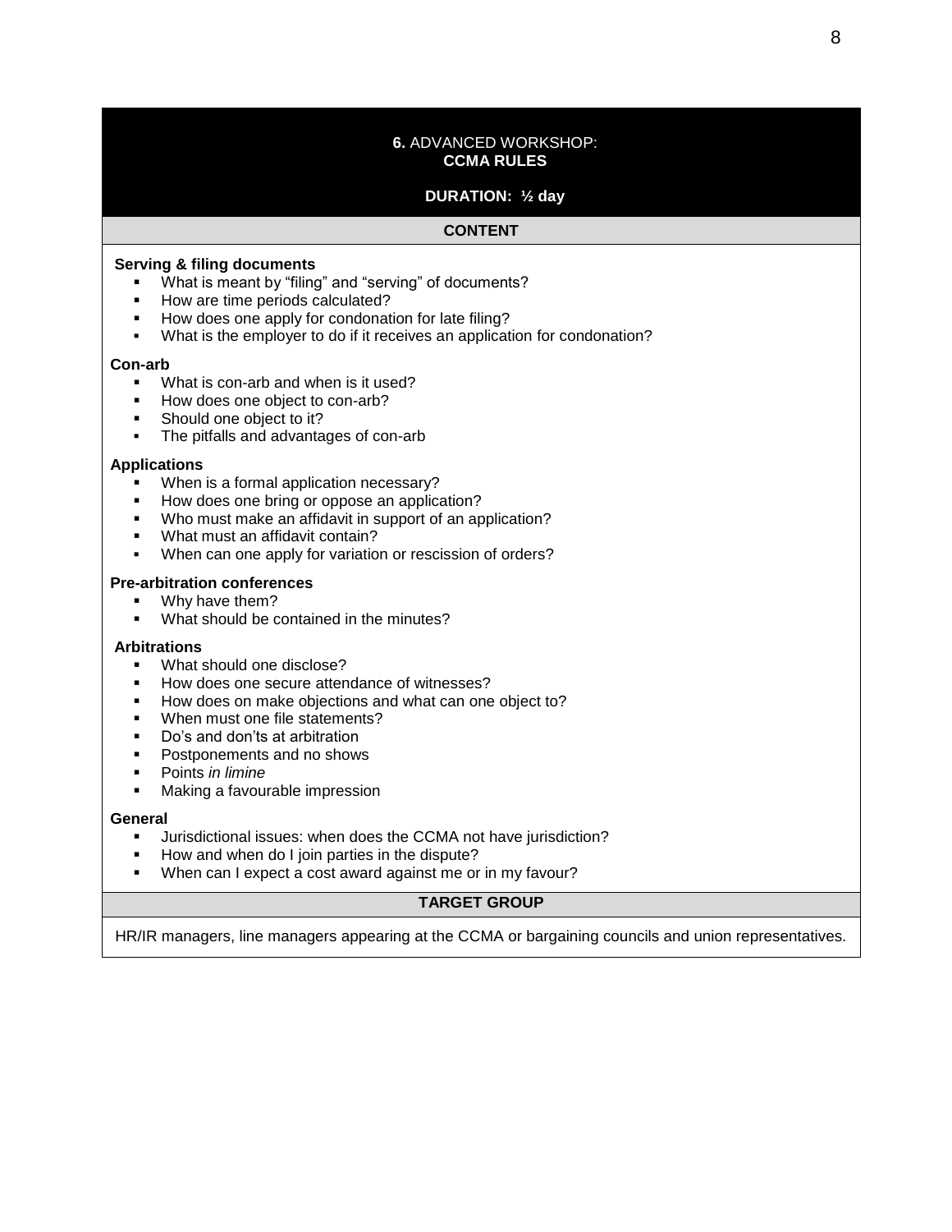## **6.** ADVANCED WORKSHOP: **CCMA RULES**

**DURATION: ½ day**

**CONTENT**

**Serving & filing documents**

- What is meant by "filing" and "serving" of documents?
- How are time periods calculated?
- How does one apply for condonation for late filing?
- What is the employer to do if it receives an application for condonation?

**Con-arb**

- What is con-arb and when is it used?
- How does one object to con-arb?
- Should one object to it?
- The pitfalls and advantages of con-arb

**Applications**

- When is a formal application necessary?
- How does one bring or oppose an application?
- Who must make an affidavit in support of an application?
- What must an affidavit contain?
- When can one apply for variation or rescission of orders?

**Pre-arbitration conferences**

- Why have them?
- What should be contained in the minutes?

**Arbitrations**

- What should one disclose?
- How does one secure attendance of witnesses?
- How does on make objections and what can one object to?
- When must one file statements?
- Do's and don'ts at arbitration
- Postponements and no shows
- Points *in limine*
- Making a favourable impression

**General**

- Jurisdictional issues: when does the CCMA not have jurisdiction?
- How and when do I join parties in the dispute?
- When can I expect a cost award against me or in my favour?

**TARGET GROUP**

HR/IR managers, line managers appearing at the CCMA or bargaining councils and union representatives.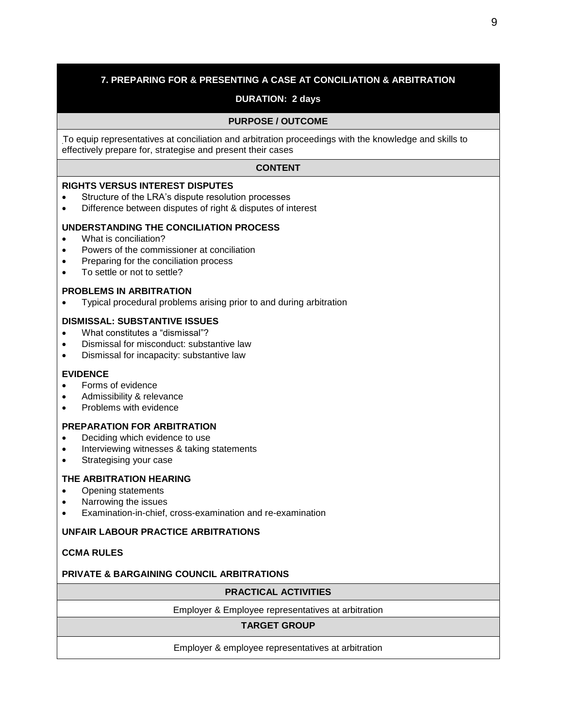## 7. PREPARING FOR & PRESENTING A CASE AT CONCILIATION & ARBITRATION

**DURATION: 2 days**

### PURPOSE / OUTCOME

To equip representatives at conciliation and arbitration proceedings with the knowledge and skills to effectively prepare for, strategise and present their cases

### CONTENT

**RIGHTS VERSUS INTEREST DISPUTES**

- Structure of the LRA's dispute resolution processes
- Difference between disputes of right & disputes of interest

**UNDERSTANDING THE CONCILIATION PROCESS**

- What is conciliation?
- Powers of the commissioner at conciliation
- Preparing for the conciliation process
- To settle or not to settle?

**PROBLEMS IN ARBITRATION**

- Typical procedural problems arising prior to and during arbitration

**DISMISSAL: SUBSTANTIVE ISSUES**

- What constitutes a "dismissal"?
- Dismissal for misconduct: substantive law
- Dismissal for incapacity: substantive law

**EVIDENCE**

- Forms of evidence
- Admissibility & relevance
- Problems with evidence

**PREPARATION FOR ARBITRATION**

- Deciding which evidence to use
- Interviewing witnesses & taking statements
- Strategising your case

**THE ARBITRATION HEARING**

- Opening statements
- Narrowing the issues
- Examination-in-chief, cross-examination and re-examination

**UNFAIR LABOUR PRACTICE ARBITRATIONS**

**CCMA RULES**

**PRIVATE & BARGAINING COUNCIL ARBITRATIONS**

### PRACTICAL ACTIVITIES

Employer & Employee representatives at arbitration

### TARGET GROUP

Employer & employee representatives at arbitration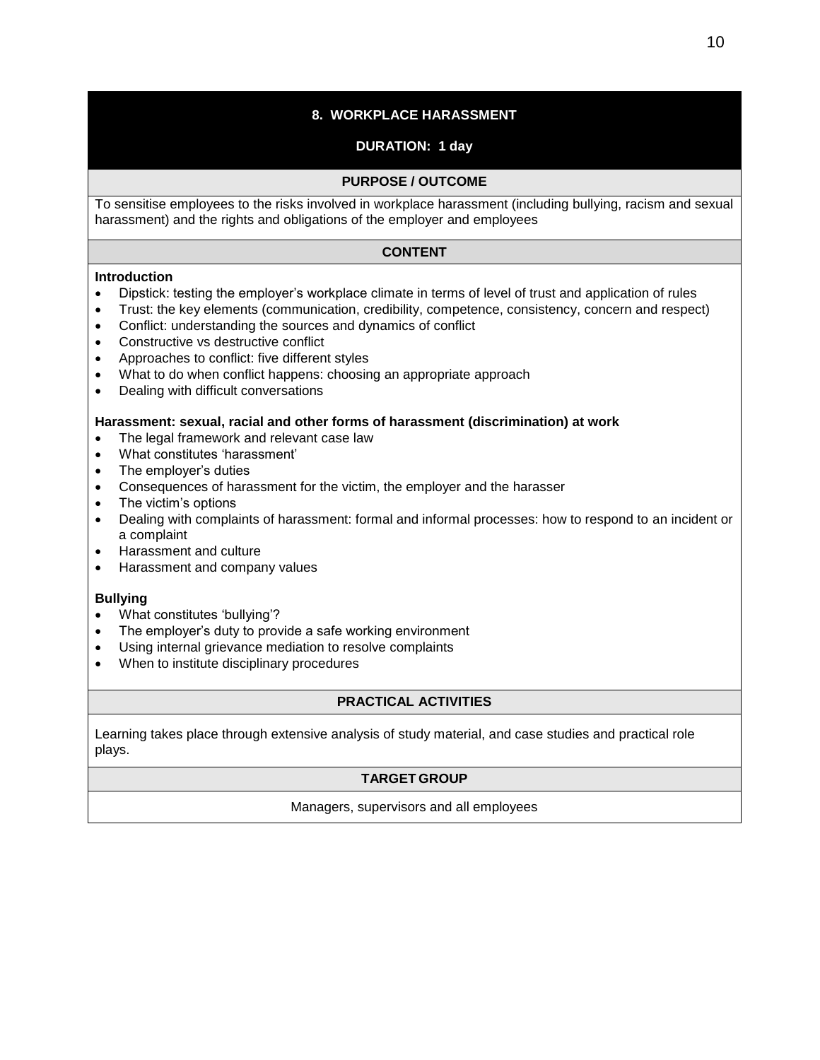## 8. WORKPLACE HARASSMENT

**DURATION: 1 day**

### PURPOSE / OUTCOME

To sensitise employees to the risks involved in workplace harassment (including bullying, racism and sexual harassment) and the rights and obligations of the employer and employees

### CONTENT

**Introduction**

- Dipstick: testing the employer's workplace climate in terms of level of trust and application of rules
- Trust: the key elements (communication, credibility, competence, consistency, concern and respect)
- Conflict: understanding the sources and dynamics of conflict
- Constructive vs destructive conflict
- Approaches to conflict: five different styles
- What to do when conflict happens: choosing an appropriate approach
- Dealing with difficult conversations

**Harassment: sexual, racial and other forms of harassment (discrimination) at work**

- The legal framework and relevant case law
- What constitutes 'harassment'
- The employer's duties
- Consequences of harassment for the victim, the employer and the harasser
- The victim's options
- Dealing with complaints of harassment: formal and informal processes: how to respond to an incident or a complaint
- Harassment and culture
- Harassment and company values

**Bullying**

- What constitutes 'bullying'?
- The employer's duty to provide a safe working environment
- Using internal grievance mediation to resolve complaints
- When to institute disciplinary procedures

### PRACTICAL ACTIVITIES

Learning takes place through extensive analysis of study material, and case studies and practical role plays.

### TARGET GROUP

Managers, supervisors and all employees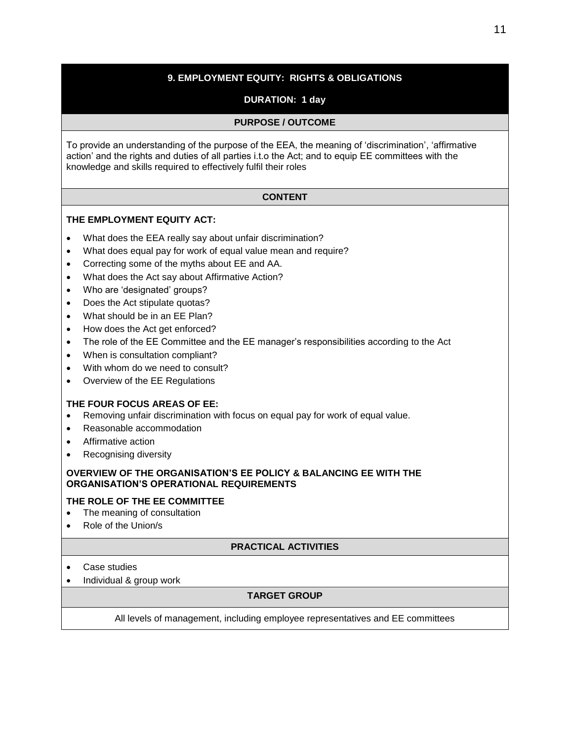## 9. EMPLOYMENT EQUITY: RIGHTS & OBLIGATIONS

**DURATION: 1 day**

### PURPOSE / OUTCOME

To provide an understanding of the purpose of the EEA, the meaning of 'discrimination', 'affirmative action' and the rights and duties of all parties i.t.o the Act; and to equip EE committees with the knowledge and skills required to effectively fulfil their roles

### CONTENT

**THE EMPLOYMENT EQUITY ACT:**

- What does the EEA really say about unfair discrimination?
- What does equal pay for work of equal value mean and require?
- Correcting some of the myths about EE and AA.
- What does the Act say about Affirmative Action?
- Who are 'designated' groups?
- Does the Act stipulate quotas?
- What should be in an EE Plan?
- How does the Act get enforced?
- The role of the EE Committee and the EE manager's responsibilities according to the Act
- When is consultation compliant?
- With whom do we need to consult?
- Overview of the EE Regulations

**THE FOUR FOCUS AREAS OF EE:**

- Removing unfair discrimination with focus on equal pay for work of equal value.
- Reasonable accommodation
- Affirmative action
- Recognising diversity

**OVERVIEW OF THE ORGANISATION'S EE POLICY & BALANCING EE WITH THE ORGANISATION'S OPERATIONAL REQUIREMENTS**

**THE ROLE OF THE EE COMMITTEE**

- The meaning of consultation
- Role of the Union/s

### PRACTICAL ACTIVITIES

- Case studies
- Individual & group work

### TARGET GROUP

All levels of management, including employee representatives and EE committees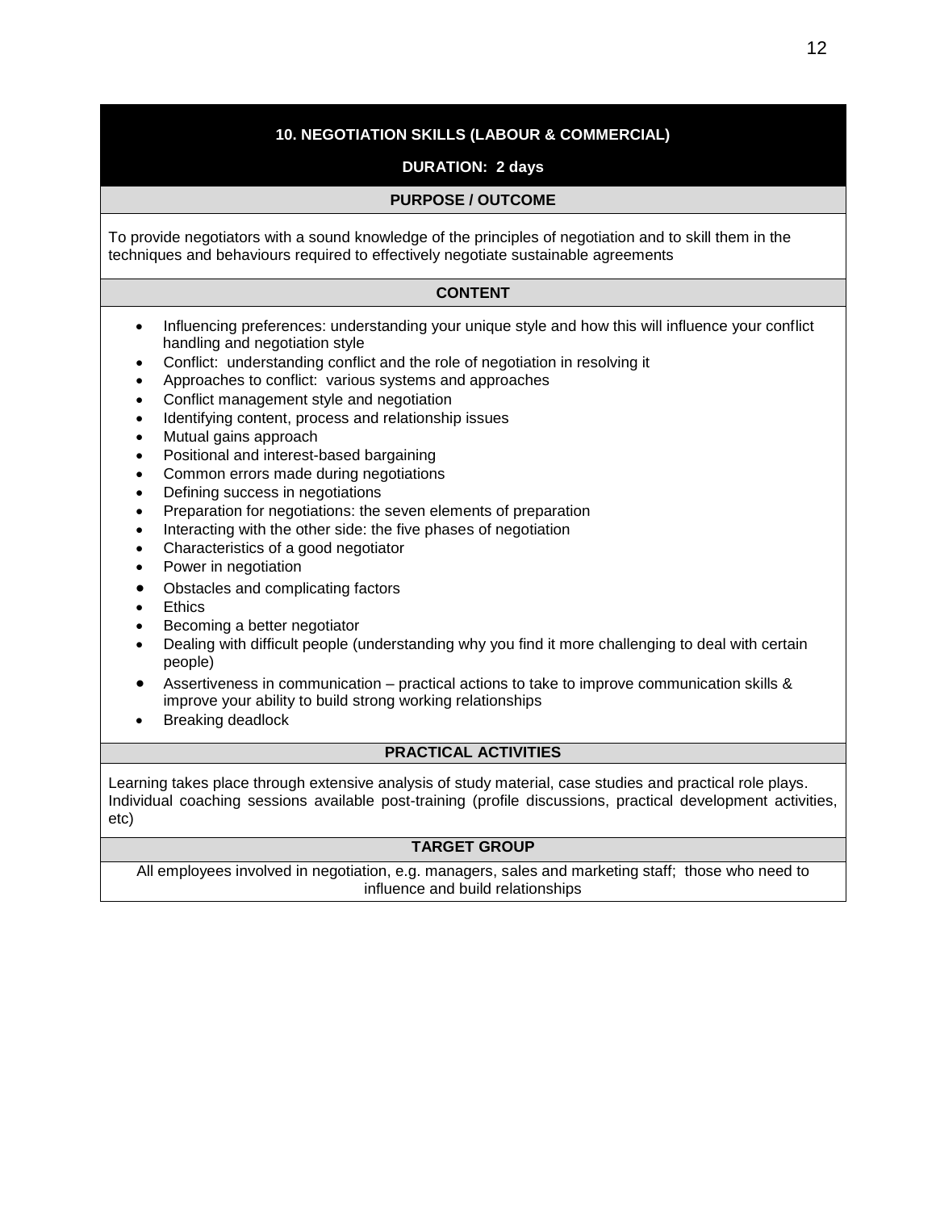## 10. NEGOTIATION SKILLS (LABOUR & COMMERCIAL)

**DURATION: 2 days**

### PURPOSE / OUTCOME

To provide negotiators with a sound knowledge of the principles of negotiation and to skill them in the techniques and behaviours required to effectively negotiate sustainable agreements

### CONTENT

- Influencing preferences: understanding your unique style and how this will influence your conflict handling and negotiation style
- Conflict: understanding conflict and the role of negotiation in resolving it
- Approaches to conflict: various systems and approaches
- Conflict management style and negotiation
- Identifying content, process and relationship issues
- Mutual gains approach
- Positional and interest-based bargaining
- Common errors made during negotiations
- Defining success in negotiations
- Preparation for negotiations: the seven elements of preparation
- Interacting with the other side: the five phases of negotiation
- Characteristics of a good negotiator
- Power in negotiation
- Obstacles and complicating factors
- Ethics
- Becoming a better negotiator
- Dealing with difficult people (understanding why you find it more challenging to deal with certain people)
- Assertiveness in communication – practical actions to take to improve communication skills & improve your ability to build strong working relationships
- Breaking deadlock

### PRACTICAL ACTIVITIES

Learning takes place through extensive analysis of study material, case studies and practical role plays. Individual coaching sessions available post-training (profile discussions, practical development activities, etc)

### TARGET GROUP

All employees involved in negotiation, e.g. managers, sales and marketing staff; those who need to influence and build relationships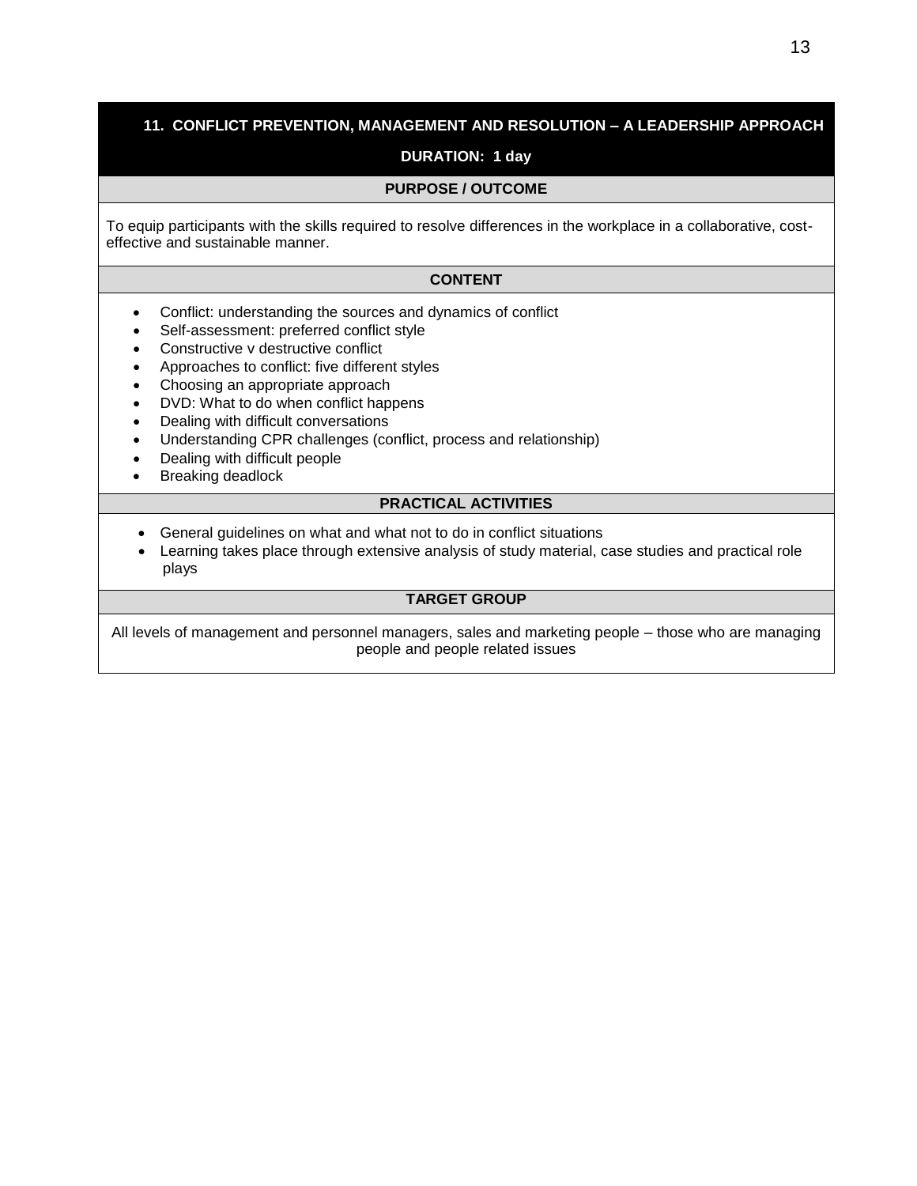## 11. CONFLICT PREVENTION, MANAGEMENT AND RESOLUTION – A LEADERSHIP APPROACH

**DURATION: 1 day**

### PURPOSE / OUTCOME

To equip participants with the skills required to resolve differences in the workplace in a collaborative, cost-effective and sustainable manner.

### CONTENT

- Conflict: understanding the sources and dynamics of conflict
- Self-assessment: preferred conflict style
- Constructive v destructive conflict
- Approaches to conflict: five different styles
- Choosing an appropriate approach
- DVD: What to do when conflict happens
- Dealing with difficult conversations
- Understanding CPR challenges (conflict, process and relationship)
- Dealing with difficult people
- Breaking deadlock

### PRACTICAL ACTIVITIES

- General guidelines on what and what not to do in conflict situations
- Learning takes place through extensive analysis of study material, case studies and practical role plays

### TARGET GROUP

All levels of management and personnel managers, sales and marketing people – those who are managing people and people related issues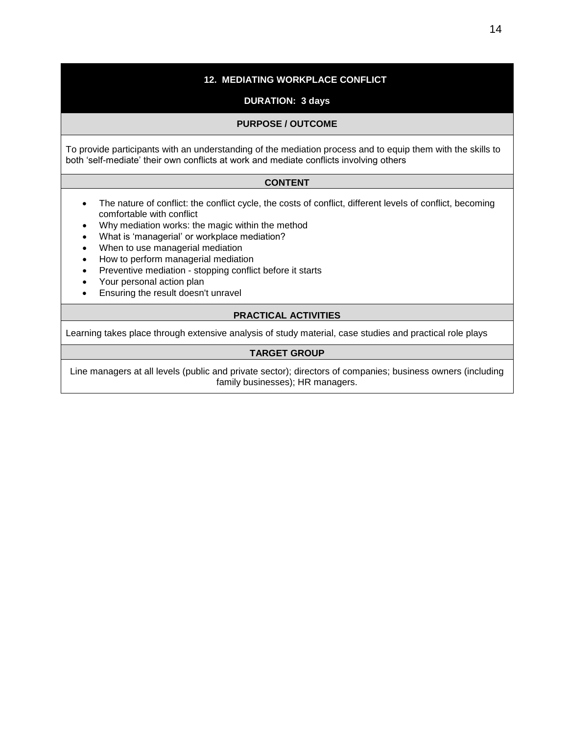## 12. MEDIATING WORKPLACE CONFLICT

**DURATION: 3 days**

### PURPOSE / OUTCOME

To provide participants with an understanding of the mediation process and to equip them with the skills to both 'self-mediate' their own conflicts at work and mediate conflicts involving others

### CONTENT

- The nature of conflict: the conflict cycle, the costs of conflict, different levels of conflict, becoming comfortable with conflict
- Why mediation works: the magic within the method
- What is 'managerial' or workplace mediation?
- When to use managerial mediation
- How to perform managerial mediation
- Preventive mediation - stopping conflict before it starts
- Your personal action plan
- Ensuring the result doesn't unravel

### PRACTICAL ACTIVITIES

Learning takes place through extensive analysis of study material, case studies and practical role plays

### TARGET GROUP

Line managers at all levels (public and private sector); directors of companies; business owners (including family businesses); HR managers.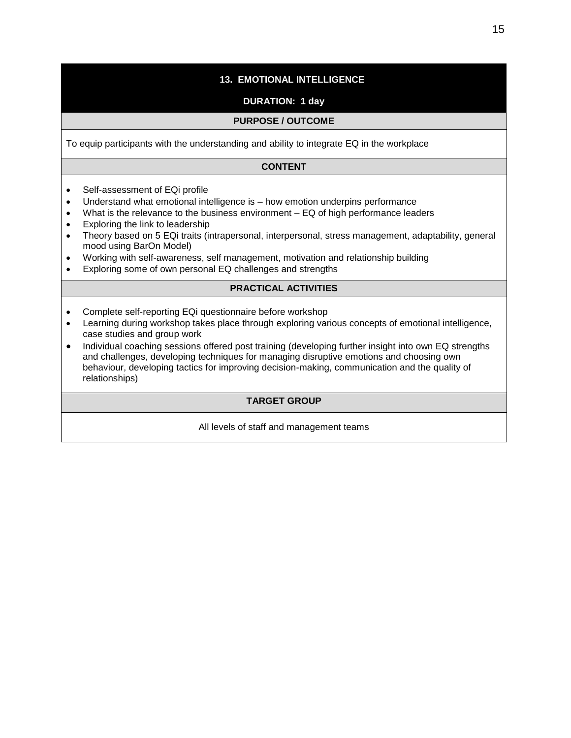## 13. EMOTIONAL INTELLIGENCE

**DURATION: 1 day**

### PURPOSE / OUTCOME

To equip participants with the understanding and ability to integrate EQ in the workplace

### CONTENT

- Self-assessment of EQi profile
- Understand what emotional intelligence is – how emotion underpins performance
- What is the relevance to the business environment – EQ of high performance leaders
- Exploring the link to leadership
- Theory based on 5 EQi traits (intrapersonal, interpersonal, stress management, adaptability, general mood using BarOn Model)
- Working with self-awareness, self management, motivation and relationship building
- Exploring some of own personal EQ challenges and strengths

### PRACTICAL ACTIVITIES

- Complete self-reporting EQi questionnaire before workshop
- Learning during workshop takes place through exploring various concepts of emotional intelligence, case studies and group work
- Individual coaching sessions offered post training (developing further insight into own EQ strengths and challenges, developing techniques for managing disruptive emotions and choosing own behaviour, developing tactics for improving decision-making, communication and the quality of relationships)

### TARGET GROUP

All levels of staff and management teams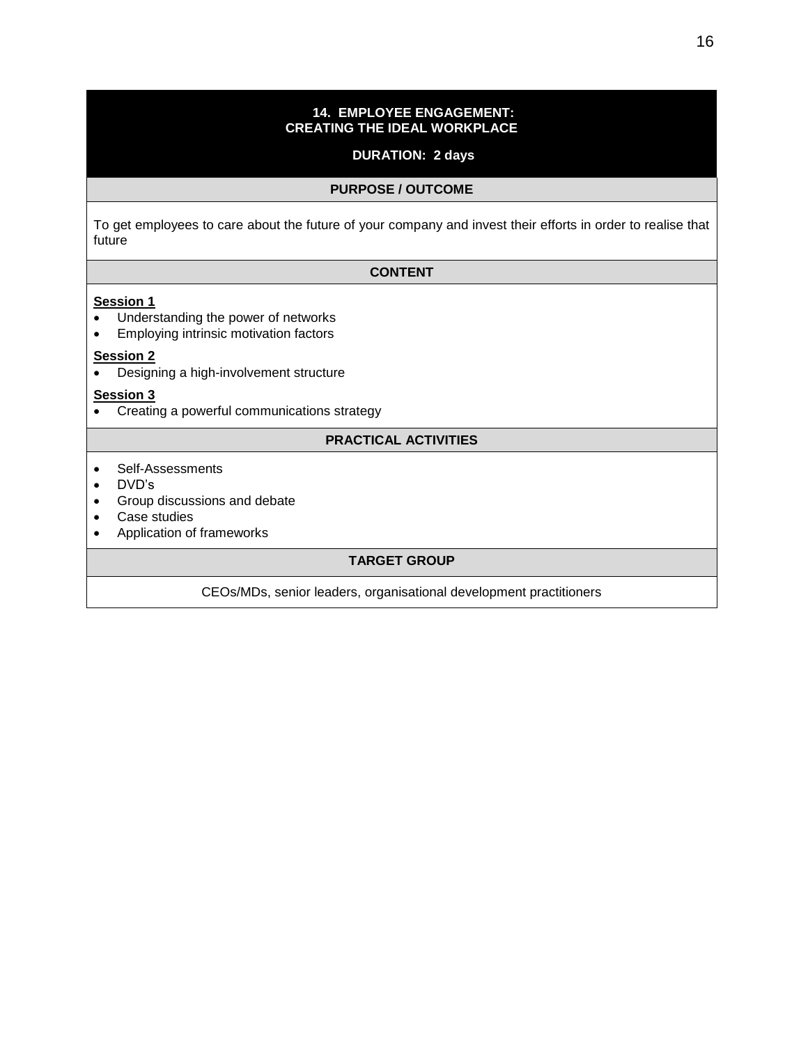## 14. EMPLOYEE ENGAGEMENT: CREATING THE IDEAL WORKPLACE

**DURATION: 2 days**

### PURPOSE / OUTCOME

To get employees to care about the future of your company and invest their efforts in order to realise that future

### CONTENT

**Session 1**

- Understanding the power of networks
- Employing intrinsic motivation factors

**Session 2**

- Designing a high-involvement structure

**Session 3**

- Creating a powerful communications strategy

### PRACTICAL ACTIVITIES

- Self-Assessments
- DVD's
- Group discussions and debate
- Case studies
- Application of frameworks

### TARGET GROUP

CEOs/MDs, senior leaders, organisational development practitioners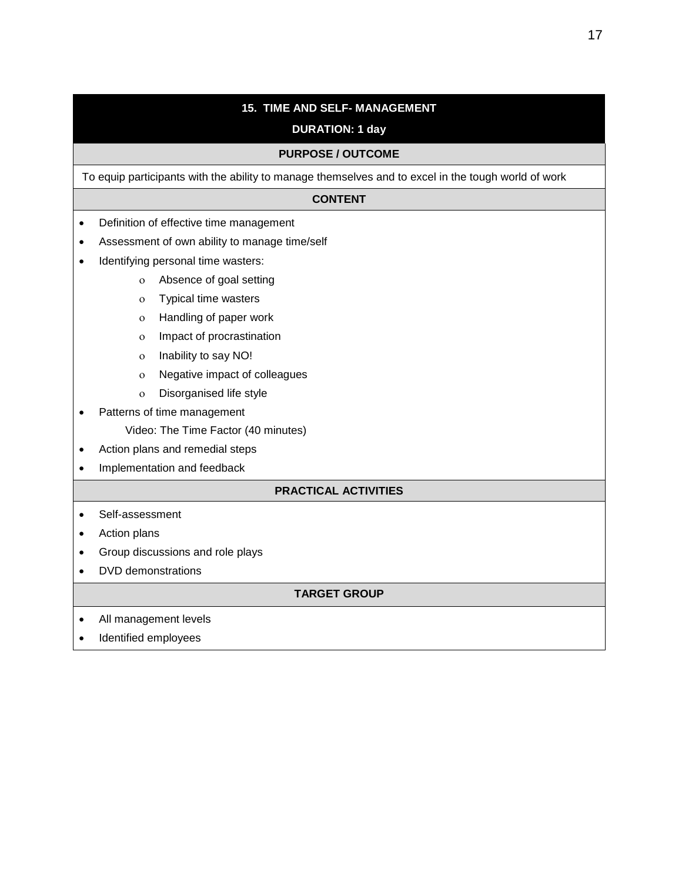## 15. TIME AND SELF- MANAGEMENT

**DURATION: 1 day**

### PURPOSE / OUTCOME

To equip participants with the ability to manage themselves and to excel in the tough world of work

### CONTENT

- Definition of effective time management
- Assessment of own ability to manage time/self
- Identifying personal time wasters:
  - Absence of goal setting
  - Typical time wasters
  - Handling of paper work
  - Impact of procrastination
  - Inability to say NO!
  - Negative impact of colleagues
  - Disorganised life style
- Patterns of time management

  Video: The Time Factor (40 minutes)
- Action plans and remedial steps
- Implementation and feedback

### PRACTICAL ACTIVITIES

- Self-assessment
- Action plans
- Group discussions and role plays
- DVD demonstrations

### TARGET GROUP

- All management levels
- Identified employees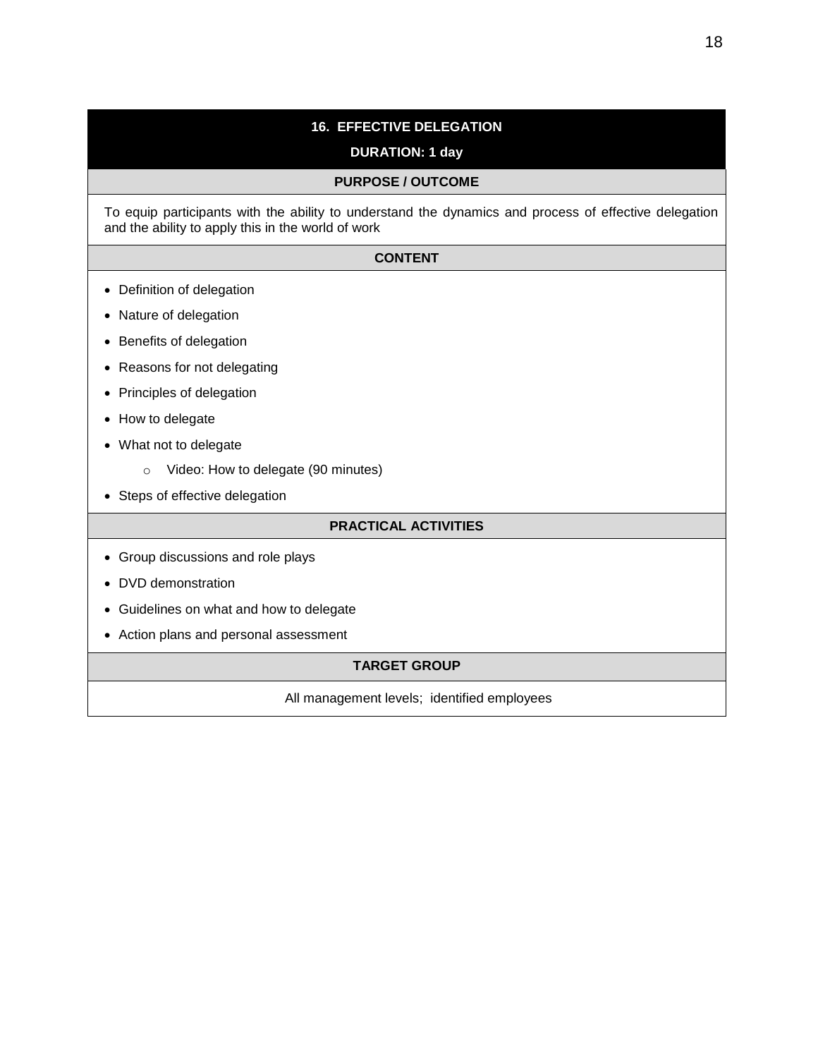## 16. EFFECTIVE DELEGATION

**DURATION: 1 day**

### PURPOSE / OUTCOME

To equip participants with the ability to understand the dynamics and process of effective delegation and the ability to apply this in the world of work

### CONTENT

- Definition of delegation
- Nature of delegation
- Benefits of delegation
- Reasons for not delegating
- Principles of delegation
- How to delegate
- What not to delegate
    - Video: How to delegate (90 minutes)
- Steps of effective delegation

### PRACTICAL ACTIVITIES

- Group discussions and role plays
- DVD demonstration
- Guidelines on what and how to delegate
- Action plans and personal assessment

### TARGET GROUP

All management levels; identified employees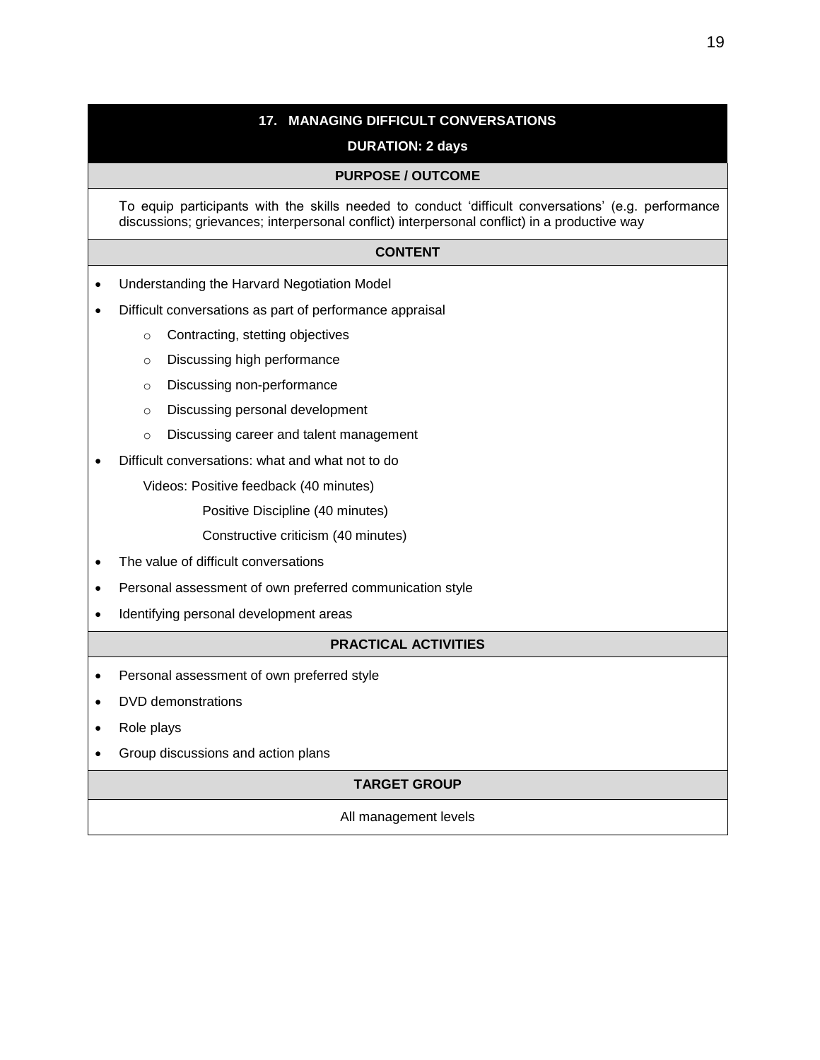## 17. MANAGING DIFFICULT CONVERSATIONS

**DURATION: 2 days**

### PURPOSE / OUTCOME

To equip participants with the skills needed to conduct 'difficult conversations' (e.g. performance discussions; grievances; interpersonal conflict) interpersonal conflict) in a productive way

### CONTENT

- Understanding the Harvard Negotiation Model
- Difficult conversations as part of performance appraisal
  - Contracting, stetting objectives
  - Discussing high performance
  - Discussing non-performance
  - Discussing personal development
  - Discussing career and talent management
- Difficult conversations: what and what not to do

  Videos: Positive feedback (40 minutes)

  Positive Discipline (40 minutes)

  Constructive criticism (40 minutes)
- The value of difficult conversations
- Personal assessment of own preferred communication style
- Identifying personal development areas

### PRACTICAL ACTIVITIES

- Personal assessment of own preferred style
- DVD demonstrations
- Role plays
- Group discussions and action plans

### TARGET GROUP

All management levels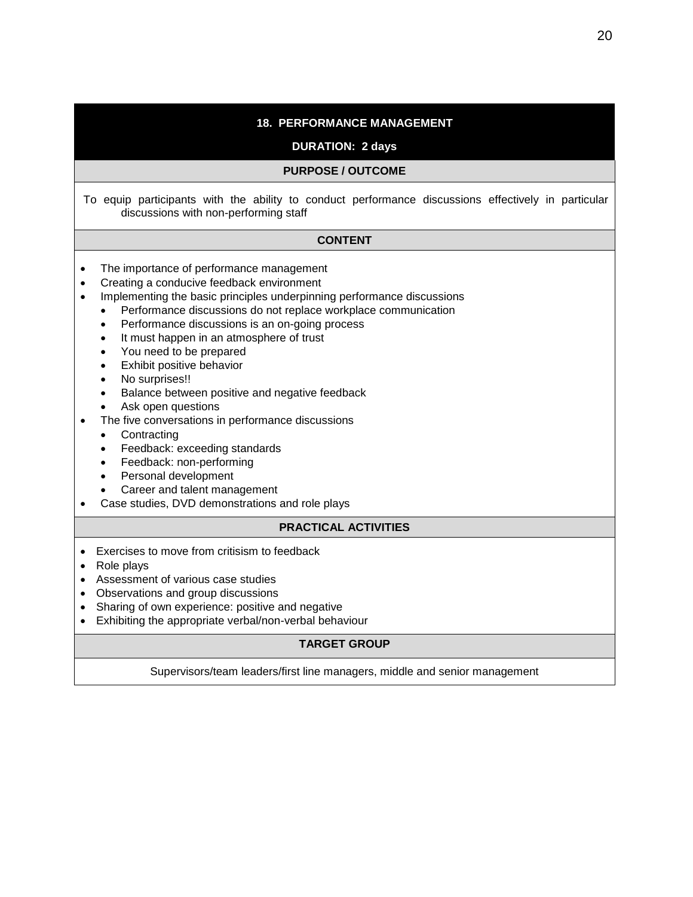## 18. PERFORMANCE MANAGEMENT

**DURATION: 2 days**

### PURPOSE / OUTCOME

To equip participants with the ability to conduct performance discussions effectively in particular discussions with non-performing staff

### CONTENT

- The importance of performance management
- Creating a conducive feedback environment
- Implementing the basic principles underpinning performance discussions
  - Performance discussions do not replace workplace communication
  - Performance discussions is an on-going process
  - It must happen in an atmosphere of trust
  - You need to be prepared
  - Exhibit positive behavior
  - No surprises!!
  - Balance between positive and negative feedback
  - Ask open questions
- The five conversations in performance discussions
  - Contracting
  - Feedback: exceeding standards
  - Feedback: non-performing
  - Personal development
  - Career and talent management
- Case studies, DVD demonstrations and role plays

### PRACTICAL ACTIVITIES

- Exercises to move from critisism to feedback
- Role plays
- Assessment of various case studies
- Observations and group discussions
- Sharing of own experience: positive and negative
- Exhibiting the appropriate verbal/non-verbal behaviour

### TARGET GROUP

Supervisors/team leaders/first line managers, middle and senior management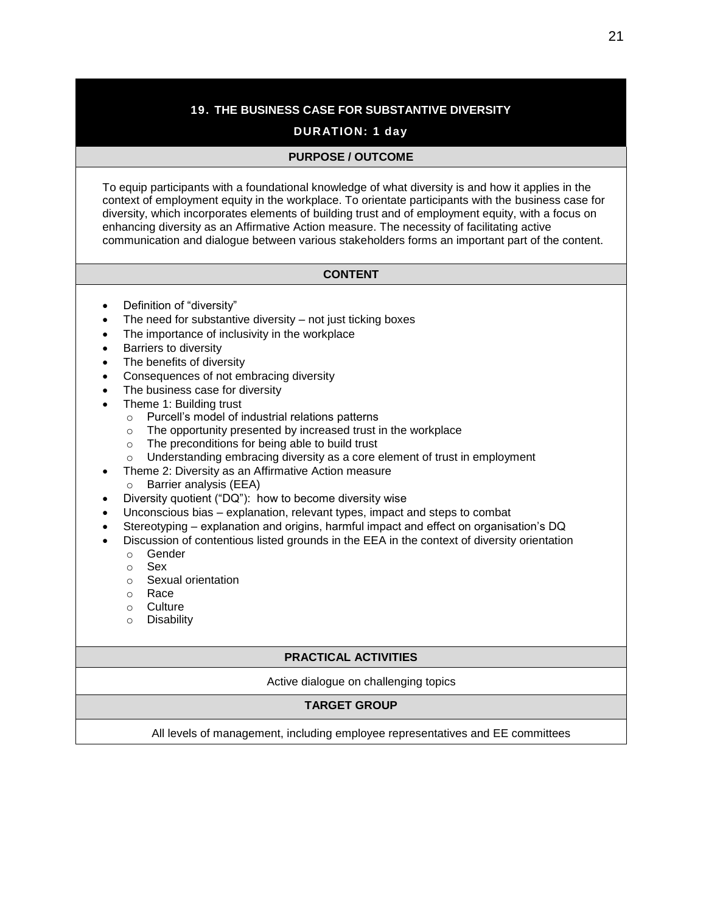## 19. THE BUSINESS CASE FOR SUBSTANTIVE DIVERSITY

**DURATION: 1 day**

### PURPOSE / OUTCOME

To equip participants with a foundational knowledge of what diversity is and how it applies in the context of employment equity in the workplace. To orientate participants with the business case for diversity, which incorporates elements of building trust and of employment equity, with a focus on enhancing diversity as an Affirmative Action measure. The necessity of facilitating active communication and dialogue between various stakeholders forms an important part of the content.

### CONTENT

- Definition of "diversity"
- The need for substantive diversity – not just ticking boxes
- The importance of inclusivity in the workplace
- Barriers to diversity
- The benefits of diversity
- Consequences of not embracing diversity
- The business case for diversity
- Theme 1: Building trust
  - Purcell's model of industrial relations patterns
  - The opportunity presented by increased trust in the workplace
  - The preconditions for being able to build trust
  - Understanding embracing diversity as a core element of trust in employment
- Theme 2: Diversity as an Affirmative Action measure
  - Barrier analysis (EEA)
- Diversity quotient ("DQ"): how to become diversity wise
- Unconscious bias – explanation, relevant types, impact and steps to combat
- Stereotyping – explanation and origins, harmful impact and effect on organisation's DQ
- Discussion of contentious listed grounds in the EEA in the context of diversity orientation
  - Gender
  - Sex
  - Sexual orientation
  - Race
  - Culture
  - Disability

### PRACTICAL ACTIVITIES

Active dialogue on challenging topics

### TARGET GROUP

All levels of management, including employee representatives and EE committees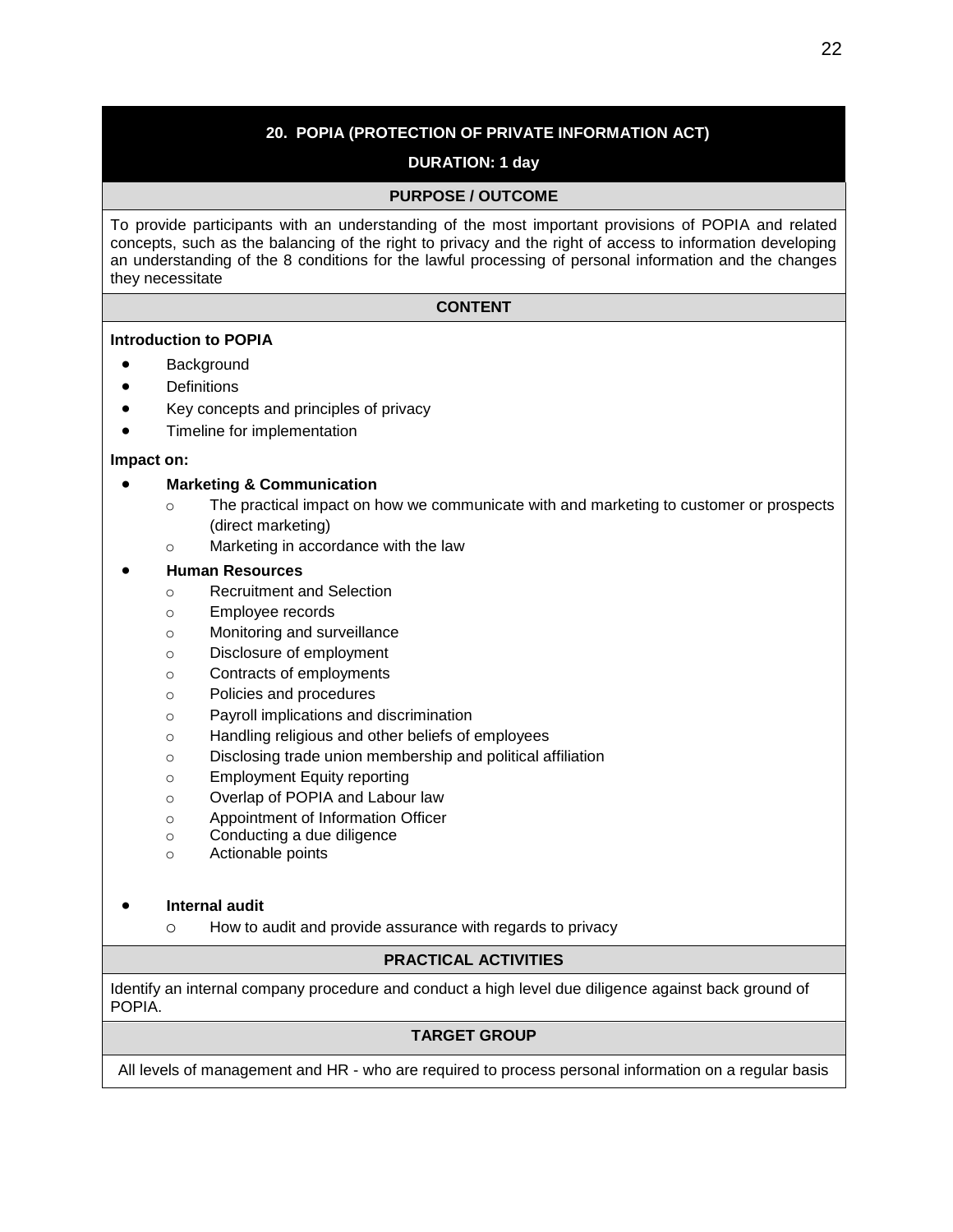## 20. POPIA (PROTECTION OF PRIVATE INFORMATION ACT)

**DURATION: 1 day**

### PURPOSE / OUTCOME

To provide participants with an understanding of the most important provisions of POPIA and related concepts, such as the balancing of the right to privacy and the right of access to information developing an understanding of the 8 conditions for the lawful processing of personal information and the changes they necessitate

### CONTENT

**Introduction to POPIA**

- Background
- Definitions
- Key concepts and principles of privacy
- Timeline for implementation

**Impact on:**

- **Marketing & Communication**
  - The practical impact on how we communicate with and marketing to customer or prospects (direct marketing)
  - Marketing in accordance with the law
- **Human Resources**
  - Recruitment and Selection
  - Employee records
  - Monitoring and surveillance
  - Disclosure of employment
  - Contracts of employments
  - Policies and procedures
  - Payroll implications and discrimination
  - Handling religious and other beliefs of employees
  - Disclosing trade union membership and political affiliation
  - Employment Equity reporting
  - Overlap of POPIA and Labour law
  - Appointment of Information Officer
  - Conducting a due diligence
  - Actionable points
- **Internal audit**
  - How to audit and provide assurance with regards to privacy

### PRACTICAL ACTIVITIES

Identify an internal company procedure and conduct a high level due diligence against back ground of POPIA.

### TARGET GROUP

All levels of management and HR - who are required to process personal information on a regular basis